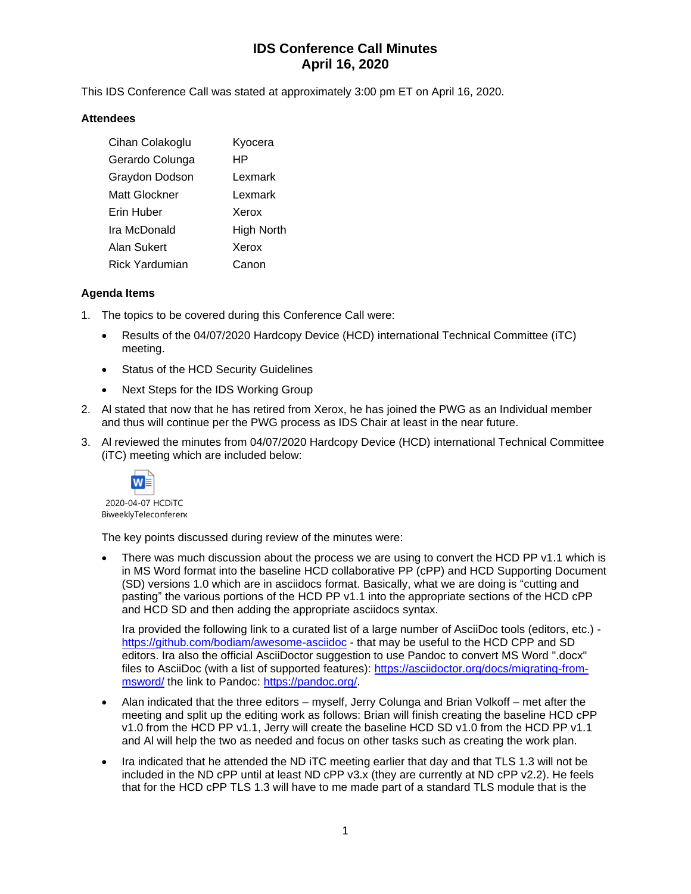# IDS Conference Call Minutes
# April 16, 2020

This IDS Conference Call was stated at approximately 3:00 pm ET on April 16, 2020.

### Attendees

| | |
|---|---|
| Cihan Colakoglu | Kyocera |
| Gerardo Colunga | HP |
| Graydon Dodson | Lexmark |
| Matt Glockner | Lexmark |
| Erin Huber | Xerox |
| Ira McDonald | High North |
| Alan Sukert | Xerox |
| Rick Yardumian | Canon |

### Agenda Items

1. The topics to be covered during this Conference Call were:
   - Results of the 04/07/2020 Hardcopy Device (HCD) international Technical Committee (iTC) meeting.
   - Status of the HCD Security Guidelines
   - Next Steps for the IDS Working Group
2. Al stated that now that he has retired from Xerox, he has joined the PWG as an Individual member and thus will continue per the PWG process as IDS Chair at least in the near future.
3. Al reviewed the minutes from 04/07/2020 Hardcopy Device (HCD) international Technical Committee (iTC) meeting which are included below:

   2020-04-07 HCDiTC BiweeklyTeleconferenc

   The key points discussed during review of the minutes were:

   - There was much discussion about the process we are using to convert the HCD PP v1.1 which is in MS Word format into the baseline HCD collaborative PP (cPP) and HCD Supporting Document (SD) versions 1.0 which are in asciidocs format. Basically, what we are doing is "cutting and pasting" the various portions of the HCD PP v1.1 into the appropriate sections of the HCD cPP and HCD SD and then adding the appropriate asciidocs syntax.

     Ira provided the following link to a curated list of a large number of AsciiDoc tools (editors, etc.) - https://github.com/bodiam/awesome-asciidoc - that may be useful to the HCD CPP and SD editors. Ira also the official AsciiDoctor suggestion to use Pandoc to convert MS Word ".docx" files to AsciiDoc (with a list of supported features): https://asciidoctor.org/docs/migrating-from-msword/ the link to Pandoc: https://pandoc.org/.
   - Alan indicated that the three editors – myself, Jerry Colunga and Brian Volkoff – met after the meeting and split up the editing work as follows: Brian will finish creating the baseline HCD cPP v1.0 from the HCD PP v1.1, Jerry will create the baseline HCD SD v1.0 from the HCD PP v1.1 and Al will help the two as needed and focus on other tasks such as creating the work plan.
   - Ira indicated that he attended the ND iTC meeting earlier that day and that TLS 1.3 will not be included in the ND cPP until at least ND cPP v3.x (they are currently at ND cPP v2.2). He feels that for the HCD cPP TLS 1.3 will have to me made part of a standard TLS module that is the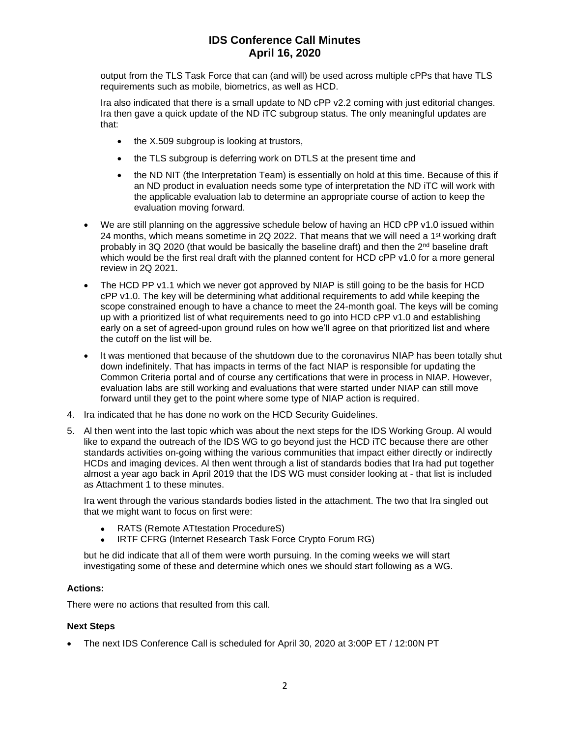output from the TLS Task Force that can (and will) be used across multiple cPPs that have TLS requirements such as mobile, biometrics, as well as HCD.

Ira also indicated that there is a small update to ND cPP v2.2 coming with just editorial changes. Ira then gave a quick update of the ND iTC subgroup status. The only meaningful updates are that:

- the X.509 subgroup is looking at trustors,
- the TLS subgroup is deferring work on DTLS at the present time and
- the ND NIT (the Interpretation Team) is essentially on hold at this time. Because of this if an ND product in evaluation needs some type of interpretation the ND iTC will work with the applicable evaluation lab to determine an appropriate course of action to keep the evaluation moving forward.

- We are still planning on the aggressive schedule below of having an HCD cPP v1.0 issued within 24 months, which means sometime in 2Q 2022. That means that we will need a 1st working draft probably in 3Q 2020 (that would be basically the baseline draft) and then the 2nd baseline draft which would be the first real draft with the planned content for HCD cPP v1.0 for a more general review in 2Q 2021.
- The HCD PP v1.1 which we never got approved by NIAP is still going to be the basis for HCD cPP v1.0. The key will be determining what additional requirements to add while keeping the scope constrained enough to have a chance to meet the 24-month goal. The keys will be coming up with a prioritized list of what requirements need to go into HCD cPP v1.0 and establishing early on a set of agreed-upon ground rules on how we'll agree on that prioritized list and where the cutoff on the list will be.
- It was mentioned that because of the shutdown due to the coronavirus NIAP has been totally shut down indefinitely. That has impacts in terms of the fact NIAP is responsible for updating the Common Criteria portal and of course any certifications that were in process in NIAP. However, evaluation labs are still working and evaluations that were started under NIAP can still move forward until they get to the point where some type of NIAP action is required.

4. Ira indicated that he has done no work on the HCD Security Guidelines.
5. Al then went into the last topic which was about the next steps for the IDS Working Group. Al would like to expand the outreach of the IDS WG to go beyond just the HCD iTC because there are other standards activities on-going withing the various communities that impact either directly or indirectly HCDs and imaging devices. Al then went through a list of standards bodies that Ira had put together almost a year ago back in April 2019 that the IDS WG must consider looking at - that list is included as Attachment 1 to these minutes.

   Ira went through the various standards bodies listed in the attachment. The two that Ira singled out that we might want to focus on first were:

   - RATS (Remote ATtestation ProcedureS)
   - IRTF CFRG (Internet Research Task Force Crypto Forum RG)

   but he did indicate that all of them were worth pursuing. In the coming weeks we will start investigating some of these and determine which ones we should start following as a WG.

**Actions:**

There were no actions that resulted from this call.

**Next Steps**

- The next IDS Conference Call is scheduled for April 30, 2020 at 3:00P ET / 12:00N PT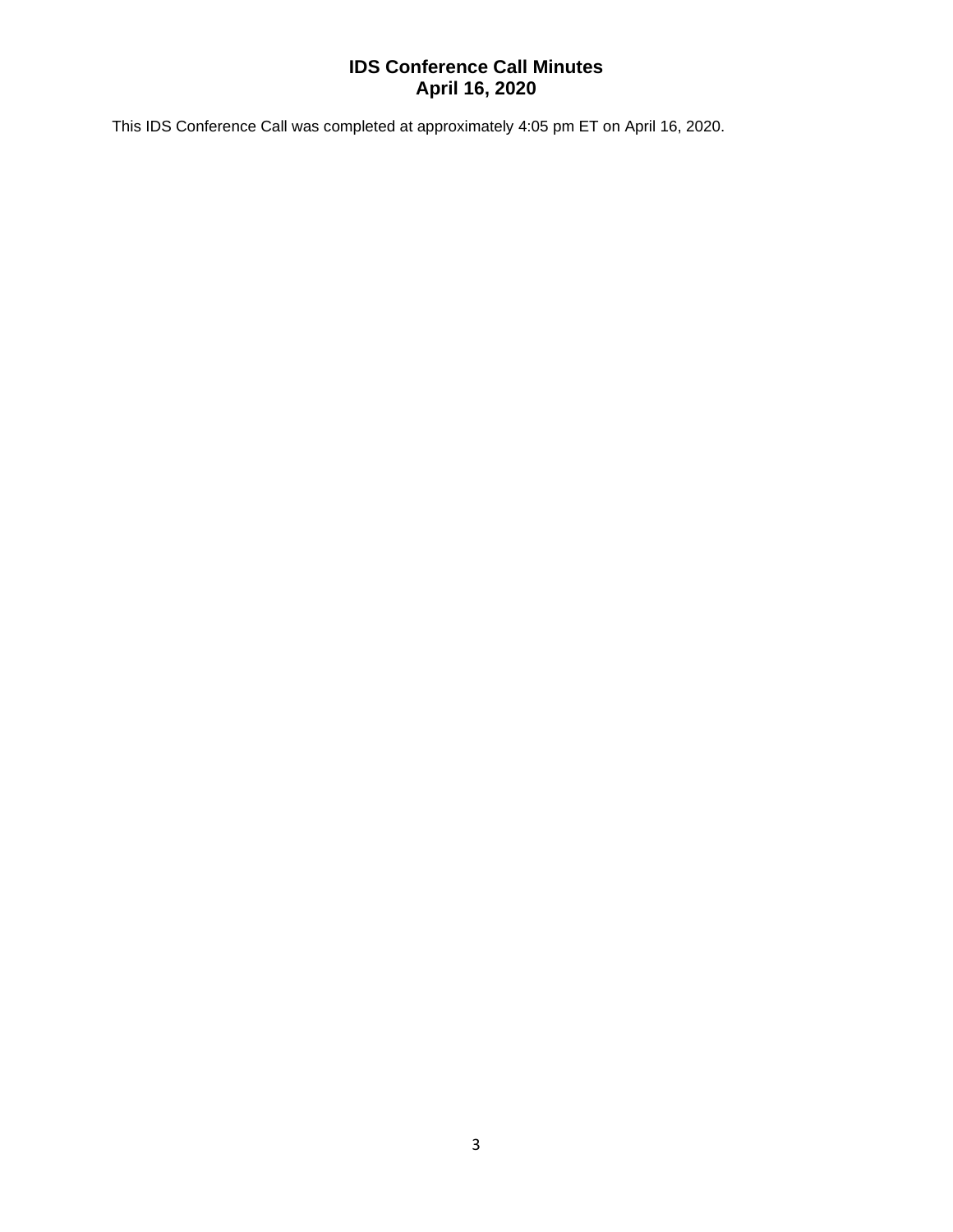# IDS Conference Call Minutes
# April 16, 2020

This IDS Conference Call was completed at approximately 4:05 pm ET on April 16, 2020.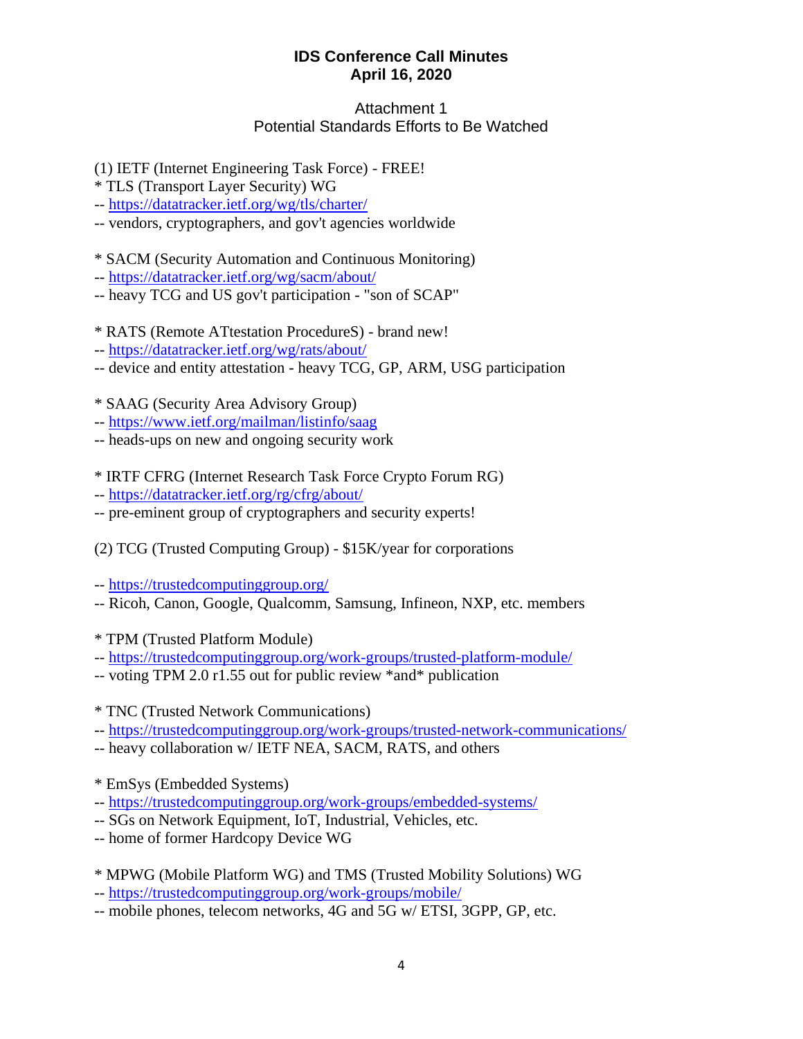**IDS Conference Call Minutes**
**April 16, 2020**

Attachment 1
Potential Standards Efforts to Be Watched

(1) IETF (Internet Engineering Task Force) - FREE!
* TLS (Transport Layer Security) WG
-- https://datatracker.ietf.org/wg/tls/charter/
-- vendors, cryptographers, and gov't agencies worldwide

* SACM (Security Automation and Continuous Monitoring)
-- https://datatracker.ietf.org/wg/sacm/about/
-- heavy TCG and US gov't participation - "son of SCAP"

* RATS (Remote ATtestation ProcedureS) - brand new!
-- https://datatracker.ietf.org/wg/rats/about/
-- device and entity attestation - heavy TCG, GP, ARM, USG participation

* SAAG (Security Area Advisory Group)
-- https://www.ietf.org/mailman/listinfo/saag
-- heads-ups on new and ongoing security work

* IRTF CFRG (Internet Research Task Force Crypto Forum RG)
-- https://datatracker.ietf.org/rg/cfrg/about/
-- pre-eminent group of cryptographers and security experts!

(2) TCG (Trusted Computing Group) - $15K/year for corporations

-- https://trustedcomputinggroup.org/
-- Ricoh, Canon, Google, Qualcomm, Samsung, Infineon, NXP, etc. members

* TPM (Trusted Platform Module)
-- https://trustedcomputinggroup.org/work-groups/trusted-platform-module/
-- voting TPM 2.0 r1.55 out for public review *and* publication

* TNC (Trusted Network Communications)
-- https://trustedcomputinggroup.org/work-groups/trusted-network-communications/
-- heavy collaboration w/ IETF NEA, SACM, RATS, and others

* EmSys (Embedded Systems)
-- https://trustedcomputinggroup.org/work-groups/embedded-systems/
-- SGs on Network Equipment, IoT, Industrial, Vehicles, etc.
-- home of former Hardcopy Device WG

* MPWG (Mobile Platform WG) and TMS (Trusted Mobility Solutions) WG
-- https://trustedcomputinggroup.org/work-groups/mobile/
-- mobile phones, telecom networks, 4G and 5G w/ ETSI, 3GPP, GP, etc.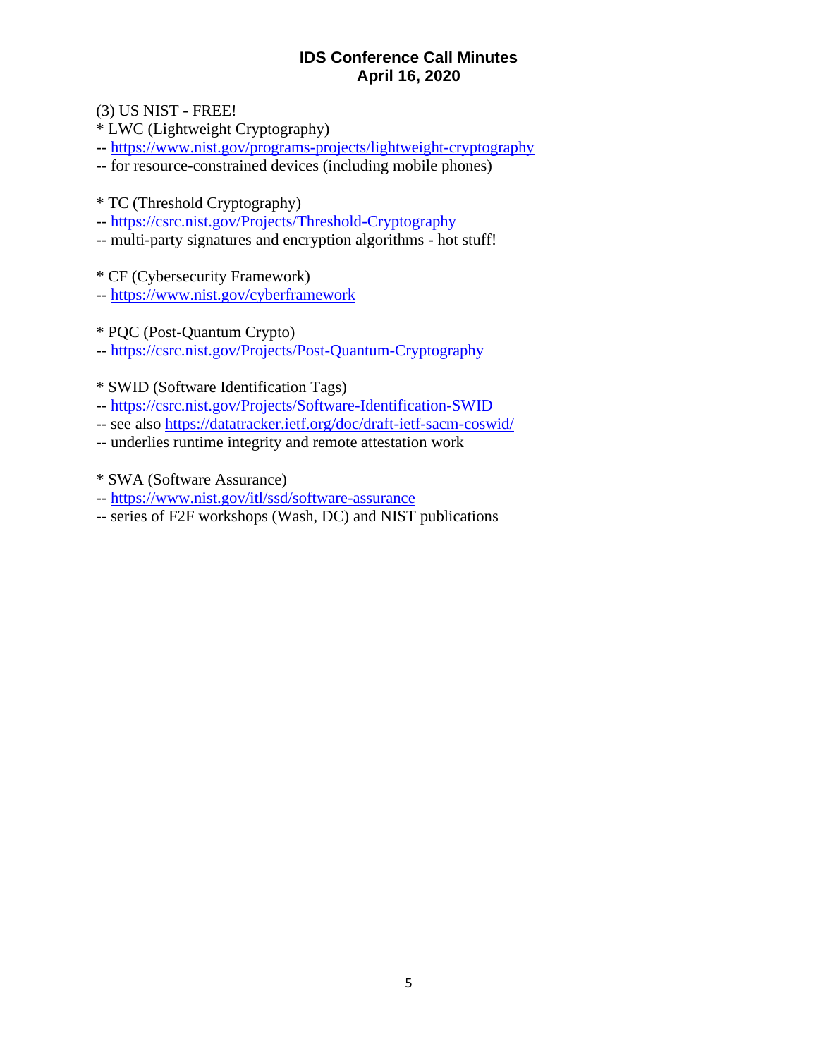(3) US NIST - FREE!

* LWC (Lightweight Cryptography)
-- https://www.nist.gov/programs-projects/lightweight-cryptography
-- for resource-constrained devices (including mobile phones)

* TC (Threshold Cryptography)
-- https://csrc.nist.gov/Projects/Threshold-Cryptography
-- multi-party signatures and encryption algorithms - hot stuff!

* CF (Cybersecurity Framework)
-- https://www.nist.gov/cyberframework

* PQC (Post-Quantum Crypto)
-- https://csrc.nist.gov/Projects/Post-Quantum-Cryptography

* SWID (Software Identification Tags)
-- https://csrc.nist.gov/Projects/Software-Identification-SWID
-- see also https://datatracker.ietf.org/doc/draft-ietf-sacm-coswid/
-- underlies runtime integrity and remote attestation work

* SWA (Software Assurance)
-- https://www.nist.gov/itl/ssd/software-assurance
-- series of F2F workshops (Wash, DC) and NIST publications